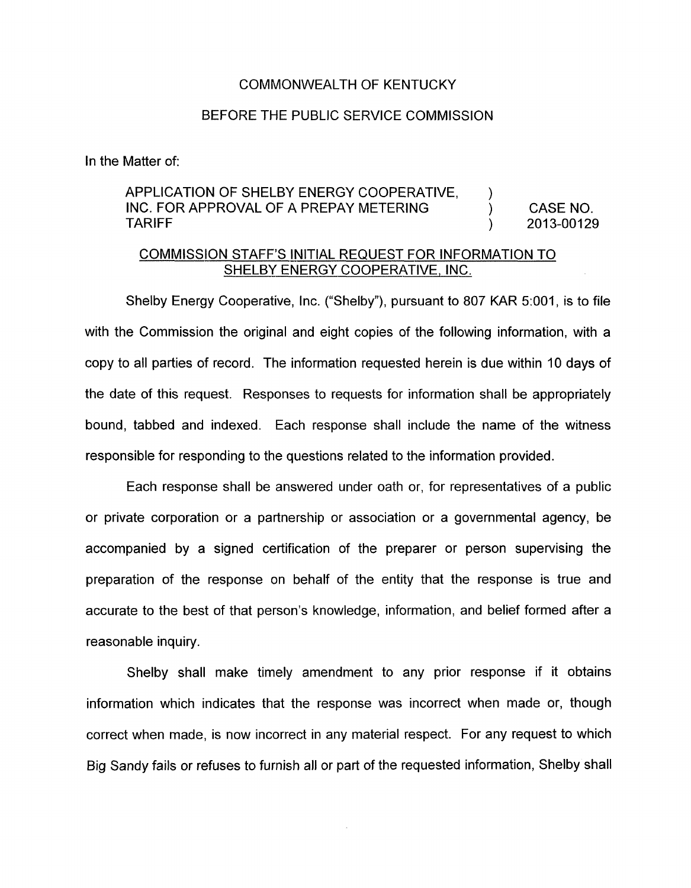COMMONWEALTH OF KENTUCKY

BEFORE THE PUBLIC SERVICE COMMISSION

In the Matter of:

| | | |
|---|---|---|
| APPLICATION OF SHELBY ENERGY COOPERATIVE, INC. FOR APPROVAL OF A PREPAY METERING TARIFF | ) ) ) | CASE NO. 2013-00129 |

## COMMISSION STAFF'S INITIAL REQUEST FOR INFORMATION TO SHELBY ENERGY COOPERATIVE, INC.

Shelby Energy Cooperative, Inc. ("Shelby"), pursuant to 807 KAR 5:001, is to file with the Commission the original and eight copies of the following information, with a copy to all parties of record. The information requested herein is due within 10 days of the date of this request. Responses to requests for information shall be appropriately bound, tabbed and indexed. Each response shall include the name of the witness responsible for responding to the questions related to the information provided.

Each response shall be answered under oath or, for representatives of a public or private corporation or a partnership or association or a governmental agency, be accompanied by a signed certification of the preparer or person supervising the preparation of the response on behalf of the entity that the response is true and accurate to the best of that person's knowledge, information, and belief formed after a reasonable inquiry.

Shelby shall make timely amendment to any prior response if it obtains information which indicates that the response was incorrect when made or, though correct when made, is now incorrect in any material respect. For any request to which Big Sandy fails or refuses to furnish all or part of the requested information, Shelby shall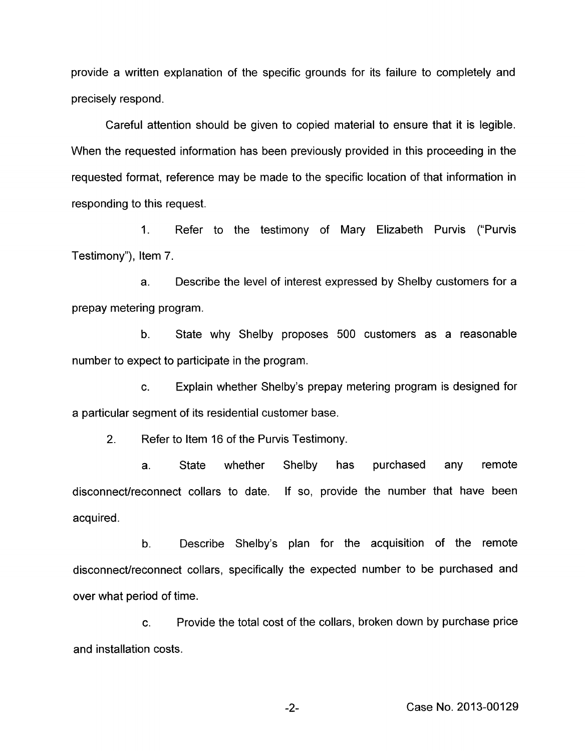provide a written explanation of the specific grounds for its failure to completely and precisely respond.

Careful attention should be given to copied material to ensure that it is legible. When the requested information has been previously provided in this proceeding in the requested format, reference may be made to the specific location of that information in responding to this request.

1. Refer to the testimony of Mary Elizabeth Purvis ("Purvis Testimony"), Item 7.

   a. Describe the level of interest expressed by Shelby customers for a prepay metering program.

   b. State why Shelby proposes 500 customers as a reasonable number to expect to participate in the program.

   c. Explain whether Shelby's prepay metering program is designed for a particular segment of its residential customer base.

2. Refer to Item 16 of the Purvis Testimony.

   a. State whether Shelby has purchased any remote disconnect/reconnect collars to date. If so, provide the number that have been acquired.

   b. Describe Shelby's plan for the acquisition of the remote disconnect/reconnect collars, specifically the expected number to be purchased and over what period of time.

   c. Provide the total cost of the collars, broken down by purchase price and installation costs.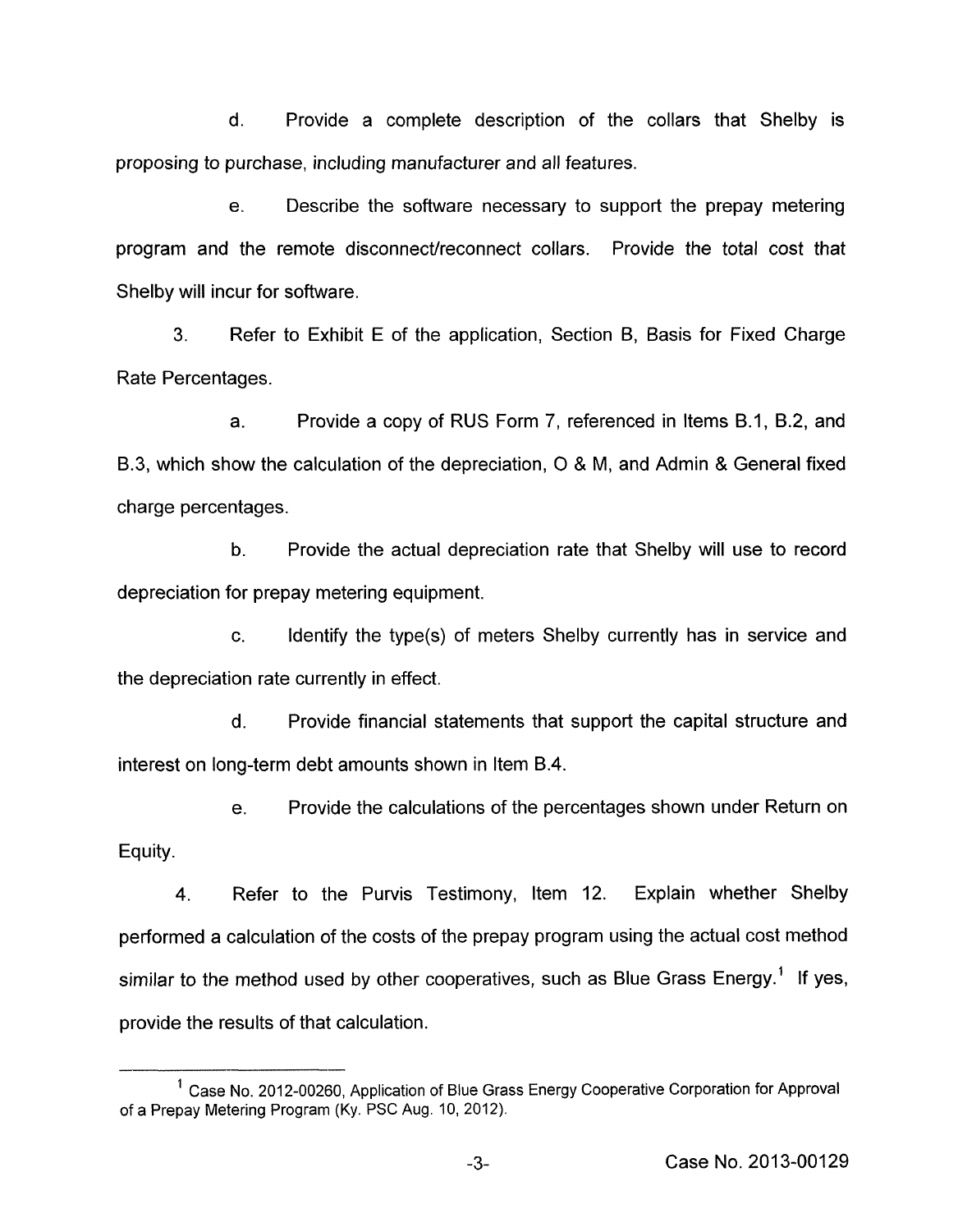d. Provide a complete description of the collars that Shelby is proposing to purchase, including manufacturer and all features.

e. Describe the software necessary to support the prepay metering program and the remote disconnect/reconnect collars. Provide the total cost that Shelby will incur for software.

3. Refer to Exhibit E of the application, Section B, Basis for Fixed Charge Rate Percentages.

a. Provide a copy of RUS Form 7, referenced in Items B.1, B.2, and B.3, which show the calculation of the depreciation, O & M, and Admin & General fixed charge percentages.

b. Provide the actual depreciation rate that Shelby will use to record depreciation for prepay metering equipment.

c. Identify the type(s) of meters Shelby currently has in service and the depreciation rate currently in effect.

d. Provide financial statements that support the capital structure and interest on long-term debt amounts shown in Item B.4.

e. Provide the calculations of the percentages shown under Return on Equity.

4. Refer to the Purvis Testimony, Item 12. Explain whether Shelby performed a calculation of the costs of the prepay program using the actual cost method similar to the method used by other cooperatives, such as Blue Grass Energy.[1] If yes, provide the results of that calculation.

---

[1] Case No. 2012-00260, Application of Blue Grass Energy Cooperative Corporation for Approval of a Prepay Metering Program (Ky. PSC Aug. 10, 2012).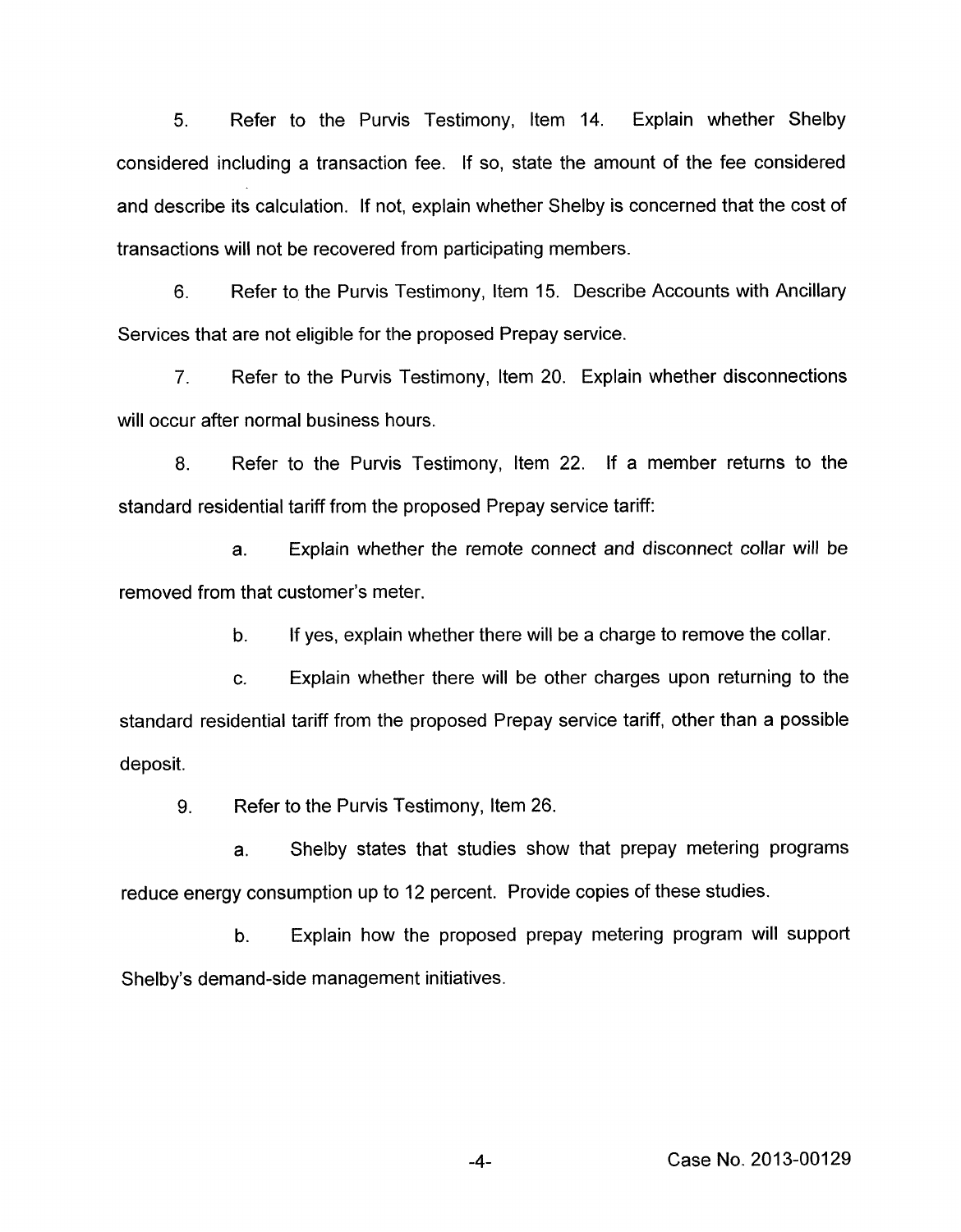5. Refer to the Purvis Testimony, Item 14. Explain whether Shelby considered including a transaction fee. If so, state the amount of the fee considered and describe its calculation. If not, explain whether Shelby is concerned that the cost of transactions will not be recovered from participating members.

6. Refer to the Purvis Testimony, Item 15. Describe Accounts with Ancillary Services that are not eligible for the proposed Prepay service.

7. Refer to the Purvis Testimony, Item 20. Explain whether disconnections will occur after normal business hours.

8. Refer to the Purvis Testimony, Item 22. If a member returns to the standard residential tariff from the proposed Prepay service tariff:

   a. Explain whether the remote connect and disconnect collar will be removed from that customer's meter.

   b. If yes, explain whether there will be a charge to remove the collar.

   c. Explain whether there will be other charges upon returning to the standard residential tariff from the proposed Prepay service tariff, other than a possible deposit.

9. Refer to the Purvis Testimony, Item 26.

   a. Shelby states that studies show that prepay metering programs reduce energy consumption up to 12 percent. Provide copies of these studies.

   b. Explain how the proposed prepay metering program will support Shelby's demand-side management initiatives.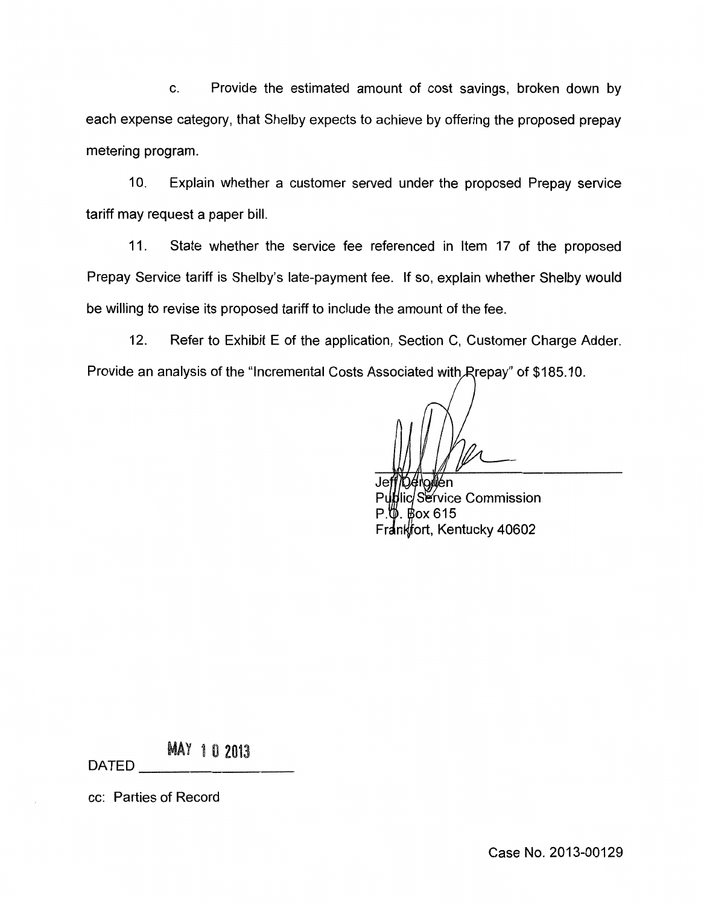c. Provide the estimated amount of cost savings, broken down by each expense category, that Shelby expects to achieve by offering the proposed prepay metering program.

10. Explain whether a customer served under the proposed Prepay service tariff may request a paper bill.

11. State whether the service fee referenced in Item 17 of the proposed Prepay Service tariff is Shelby's late-payment fee. If so, explain whether Shelby would be willing to revise its proposed tariff to include the amount of the fee.

12. Refer to Exhibit E of the application, Section C, Customer Charge Adder. Provide an analysis of the "Incremental Costs Associated with Prepay" of $185.10.

Jeff Derouen
Public Service Commission
P.O. Box 615
Frankfort, Kentucky 40602

DATED MAY 10 2013

cc: Parties of Record

Case No. 2013-00129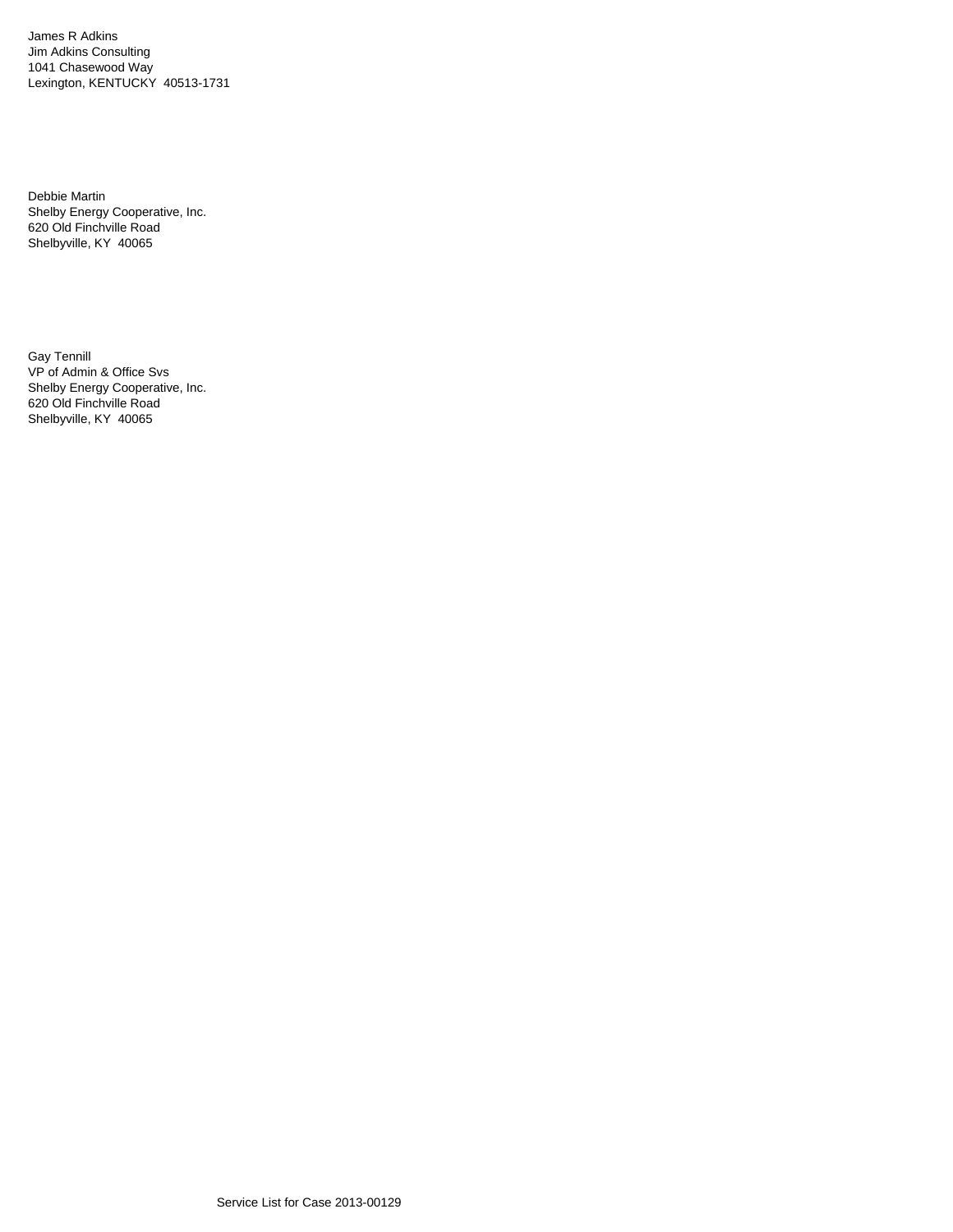James R Adkins
Jim Adkins Consulting
1041 Chasewood Way
Lexington, KENTUCKY  40513-1731

Debbie Martin
Shelby Energy Cooperative, Inc.
620 Old Finchville Road
Shelbyville, KY  40065

Gay Tennill
VP of Admin & Office Svs
Shelby Energy Cooperative, Inc.
620 Old Finchville Road
Shelbyville, KY  40065